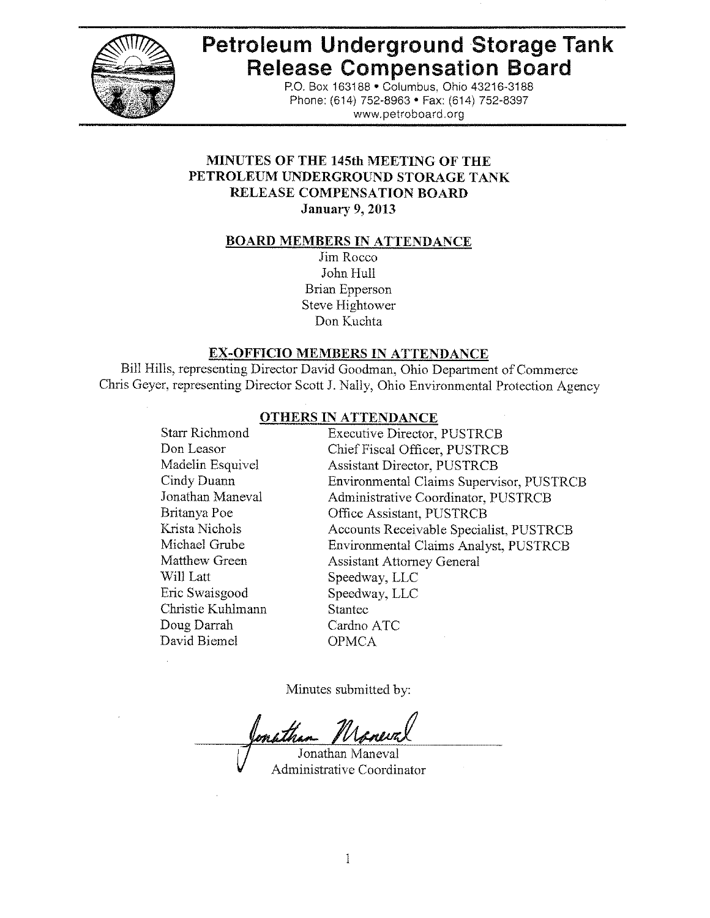# Petroleum Underground Storage Tank Release Compensation Board

P.O. Box 163188 • Columbus, Ohio 43216-3188
Phone: (614) 752-8963 • Fax: (614) 752-8397
www.petroboard.org

## MINUTES OF THE 145th MEETING OF THE PETROLEUM UNDERGROUND STORAGE TANK RELEASE COMPENSATION BOARD

**January 9, 2013**

### BOARD MEMBERS IN ATTENDANCE

Jim Rocco
John Hull
Brian Epperson
Steve Hightower
Don Kuchta

### EX-OFFICIO MEMBERS IN ATTENDANCE

Bill Hills, representing Director David Goodman, Ohio Department of Commerce
Chris Geyer, representing Director Scott J. Nally, Ohio Environmental Protection Agency

### OTHERS IN ATTENDANCE

| | |
|---|---|
| Starr Richmond | Executive Director, PUSTRCB |
| Don Leasor | Chief Fiscal Officer, PUSTRCB |
| Madelin Esquivel | Assistant Director, PUSTRCB |
| Cindy Duann | Environmental Claims Supervisor, PUSTRCB |
| Jonathan Maneval | Administrative Coordinator, PUSTRCB |
| Britanya Poe | Office Assistant, PUSTRCB |
| Krista Nichols | Accounts Receivable Specialist, PUSTRCB |
| Michael Grube | Environmental Claims Analyst, PUSTRCB |
| Matthew Green | Assistant Attorney General |
| Will Latt | Speedway, LLC |
| Eric Swaisgood | Speedway, LLC |
| Christie Kuhlmann | Stantec |
| Doug Darrah | Cardno ATC |
| David Biemel | OPMCA |

Minutes submitted by:

Jonathan Maneval
Administrative Coordinator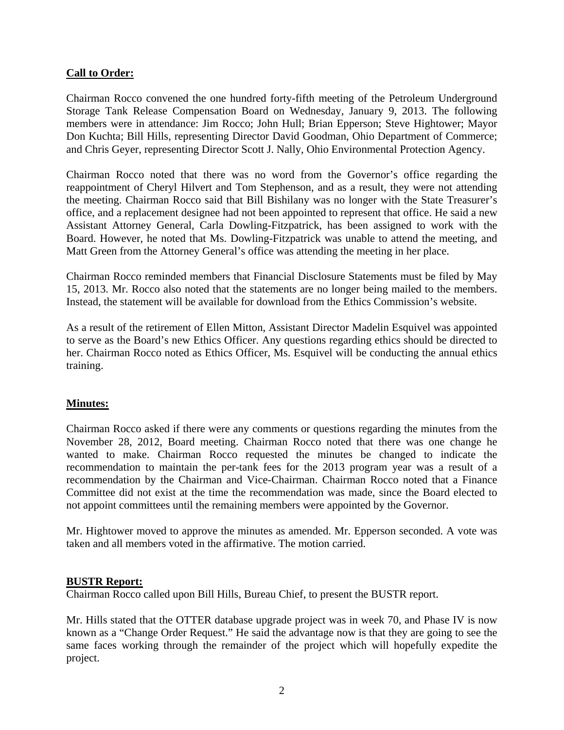## **Call to Order:**

Chairman Rocco convened the one hundred forty-fifth meeting of the Petroleum Underground Storage Tank Release Compensation Board on Wednesday, January 9, 2013. The following members were in attendance: Jim Rocco; John Hull; Brian Epperson; Steve Hightower; Mayor Don Kuchta; Bill Hills, representing Director David Goodman, Ohio Department of Commerce; and Chris Geyer, representing Director Scott J. Nally, Ohio Environmental Protection Agency.

Chairman Rocco noted that there was no word from the Governor's office regarding the reappointment of Cheryl Hilvert and Tom Stephenson, and as a result, they were not attending the meeting. Chairman Rocco said that Bill Bishilany was no longer with the State Treasurer's office, and a replacement designee had not been appointed to represent that office. He said a new Assistant Attorney General, Carla Dowling-Fitzpatrick, has been assigned to work with the Board. However, he noted that Ms. Dowling-Fitzpatrick was unable to attend the meeting, and Matt Green from the Attorney General's office was attending the meeting in her place.

Chairman Rocco reminded members that Financial Disclosure Statements must be filed by May 15, 2013. Mr. Rocco also noted that the statements are no longer being mailed to the members. Instead, the statement will be available for download from the Ethics Commission's website.

As a result of the retirement of Ellen Mitton, Assistant Director Madelin Esquivel was appointed to serve as the Board's new Ethics Officer. Any questions regarding ethics should be directed to her. Chairman Rocco noted as Ethics Officer, Ms. Esquivel will be conducting the annual ethics training.

## **Minutes:**

Chairman Rocco asked if there were any comments or questions regarding the minutes from the November 28, 2012, Board meeting. Chairman Rocco noted that there was one change he wanted to make. Chairman Rocco requested the minutes be changed to indicate the recommendation to maintain the per-tank fees for the 2013 program year was a result of a recommendation by the Chairman and Vice-Chairman. Chairman Rocco noted that a Finance Committee did not exist at the time the recommendation was made, since the Board elected to not appoint committees until the remaining members were appointed by the Governor.

Mr. Hightower moved to approve the minutes as amended. Mr. Epperson seconded. A vote was taken and all members voted in the affirmative. The motion carried.

## **BUSTR Report:**

Chairman Rocco called upon Bill Hills, Bureau Chief, to present the BUSTR report.

Mr. Hills stated that the OTTER database upgrade project was in week 70, and Phase IV is now known as a "Change Order Request." He said the advantage now is that they are going to see the same faces working through the remainder of the project which will hopefully expedite the project.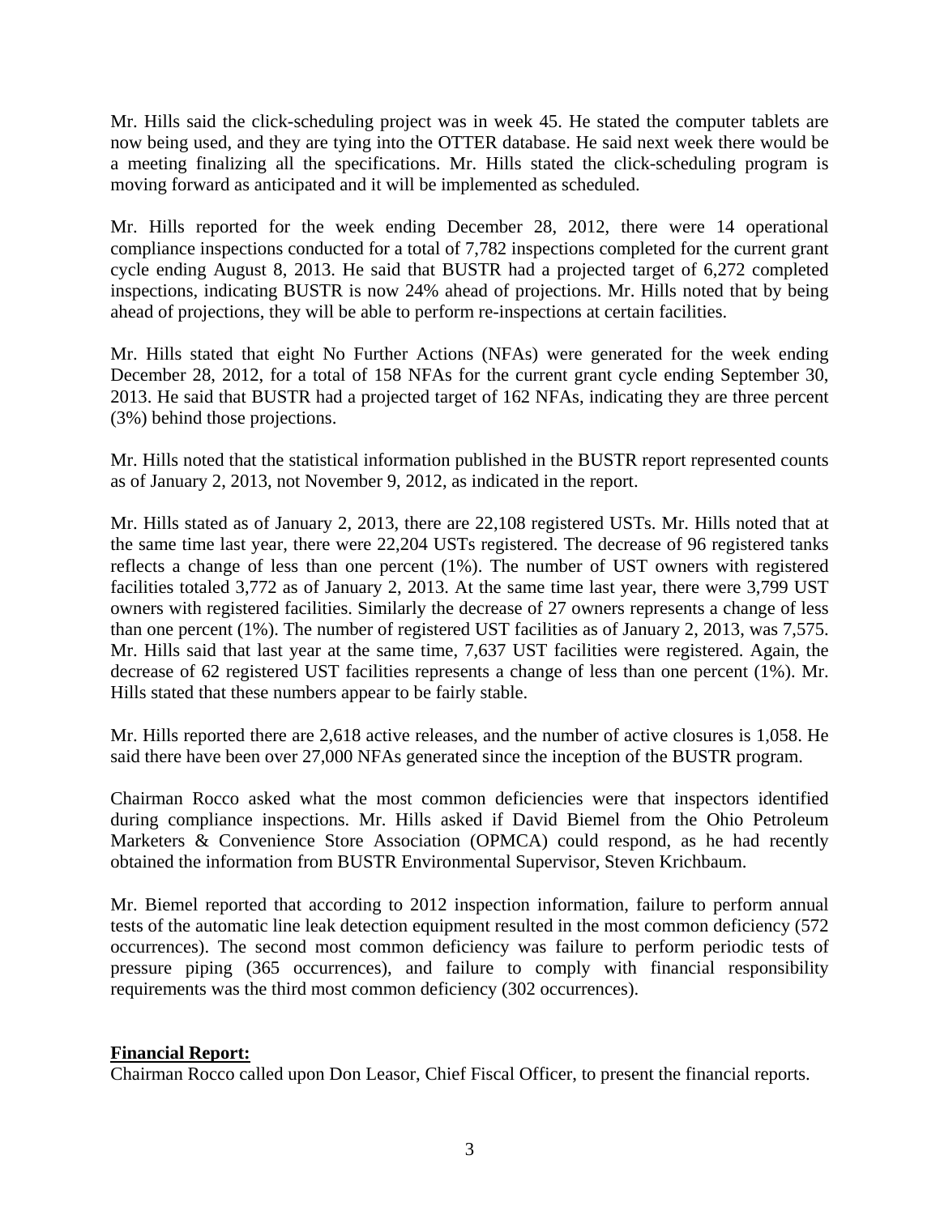Mr. Hills said the click-scheduling project was in week 45. He stated the computer tablets are now being used, and they are tying into the OTTER database. He said next week there would be a meeting finalizing all the specifications. Mr. Hills stated the click-scheduling program is moving forward as anticipated and it will be implemented as scheduled.

Mr. Hills reported for the week ending December 28, 2012, there were 14 operational compliance inspections conducted for a total of 7,782 inspections completed for the current grant cycle ending August 8, 2013. He said that BUSTR had a projected target of 6,272 completed inspections, indicating BUSTR is now 24% ahead of projections. Mr. Hills noted that by being ahead of projections, they will be able to perform re-inspections at certain facilities.

Mr. Hills stated that eight No Further Actions (NFAs) were generated for the week ending December 28, 2012, for a total of 158 NFAs for the current grant cycle ending September 30, 2013. He said that BUSTR had a projected target of 162 NFAs, indicating they are three percent (3%) behind those projections.

Mr. Hills noted that the statistical information published in the BUSTR report represented counts as of January 2, 2013, not November 9, 2012, as indicated in the report.

Mr. Hills stated as of January 2, 2013, there are 22,108 registered USTs. Mr. Hills noted that at the same time last year, there were 22,204 USTs registered. The decrease of 96 registered tanks reflects a change of less than one percent (1%). The number of UST owners with registered facilities totaled 3,772 as of January 2, 2013. At the same time last year, there were 3,799 UST owners with registered facilities. Similarly the decrease of 27 owners represents a change of less than one percent (1%). The number of registered UST facilities as of January 2, 2013, was 7,575. Mr. Hills said that last year at the same time, 7,637 UST facilities were registered. Again, the decrease of 62 registered UST facilities represents a change of less than one percent (1%). Mr. Hills stated that these numbers appear to be fairly stable.

Mr. Hills reported there are 2,618 active releases, and the number of active closures is 1,058. He said there have been over 27,000 NFAs generated since the inception of the BUSTR program.

Chairman Rocco asked what the most common deficiencies were that inspectors identified during compliance inspections. Mr. Hills asked if David Biemel from the Ohio Petroleum Marketers & Convenience Store Association (OPMCA) could respond, as he had recently obtained the information from BUSTR Environmental Supervisor, Steven Krichbaum.

Mr. Biemel reported that according to 2012 inspection information, failure to perform annual tests of the automatic line leak detection equipment resulted in the most common deficiency (572 occurrences). The second most common deficiency was failure to perform periodic tests of pressure piping (365 occurrences), and failure to comply with financial responsibility requirements was the third most common deficiency (302 occurrences).

**Financial Report:**

Chairman Rocco called upon Don Leasor, Chief Fiscal Officer, to present the financial reports.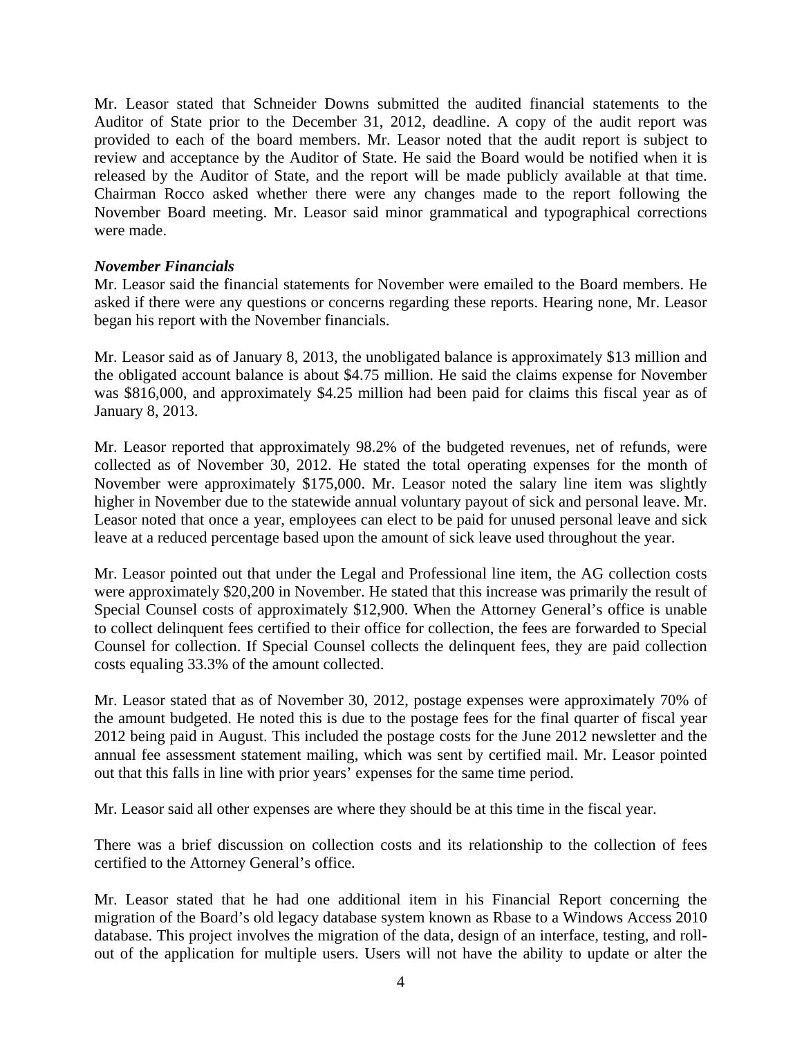Mr. Leasor stated that Schneider Downs submitted the audited financial statements to the Auditor of State prior to the December 31, 2012, deadline. A copy of the audit report was provided to each of the board members. Mr. Leasor noted that the audit report is subject to review and acceptance by the Auditor of State. He said the Board would be notified when it is released by the Auditor of State, and the report will be made publicly available at that time. Chairman Rocco asked whether there were any changes made to the report following the November Board meeting. Mr. Leasor said minor grammatical and typographical corrections were made.

***November Financials***

Mr. Leasor said the financial statements for November were emailed to the Board members. He asked if there were any questions or concerns regarding these reports. Hearing none, Mr. Leasor began his report with the November financials.

Mr. Leasor said as of January 8, 2013, the unobligated balance is approximately $13 million and the obligated account balance is about $4.75 million. He said the claims expense for November was $816,000, and approximately $4.25 million had been paid for claims this fiscal year as of January 8, 2013.

Mr. Leasor reported that approximately 98.2% of the budgeted revenues, net of refunds, were collected as of November 30, 2012. He stated the total operating expenses for the month of November were approximately $175,000. Mr. Leasor noted the salary line item was slightly higher in November due to the statewide annual voluntary payout of sick and personal leave. Mr. Leasor noted that once a year, employees can elect to be paid for unused personal leave and sick leave at a reduced percentage based upon the amount of sick leave used throughout the year.

Mr. Leasor pointed out that under the Legal and Professional line item, the AG collection costs were approximately $20,200 in November. He stated that this increase was primarily the result of Special Counsel costs of approximately $12,900. When the Attorney General's office is unable to collect delinquent fees certified to their office for collection, the fees are forwarded to Special Counsel for collection. If Special Counsel collects the delinquent fees, they are paid collection costs equaling 33.3% of the amount collected.

Mr. Leasor stated that as of November 30, 2012, postage expenses were approximately 70% of the amount budgeted. He noted this is due to the postage fees for the final quarter of fiscal year 2012 being paid in August. This included the postage costs for the June 2012 newsletter and the annual fee assessment statement mailing, which was sent by certified mail. Mr. Leasor pointed out that this falls in line with prior years' expenses for the same time period.

Mr. Leasor said all other expenses are where they should be at this time in the fiscal year.

There was a brief discussion on collection costs and its relationship to the collection of fees certified to the Attorney General's office.

Mr. Leasor stated that he had one additional item in his Financial Report concerning the migration of the Board's old legacy database system known as Rbase to a Windows Access 2010 database. This project involves the migration of the data, design of an interface, testing, and roll-out of the application for multiple users. Users will not have the ability to update or alter the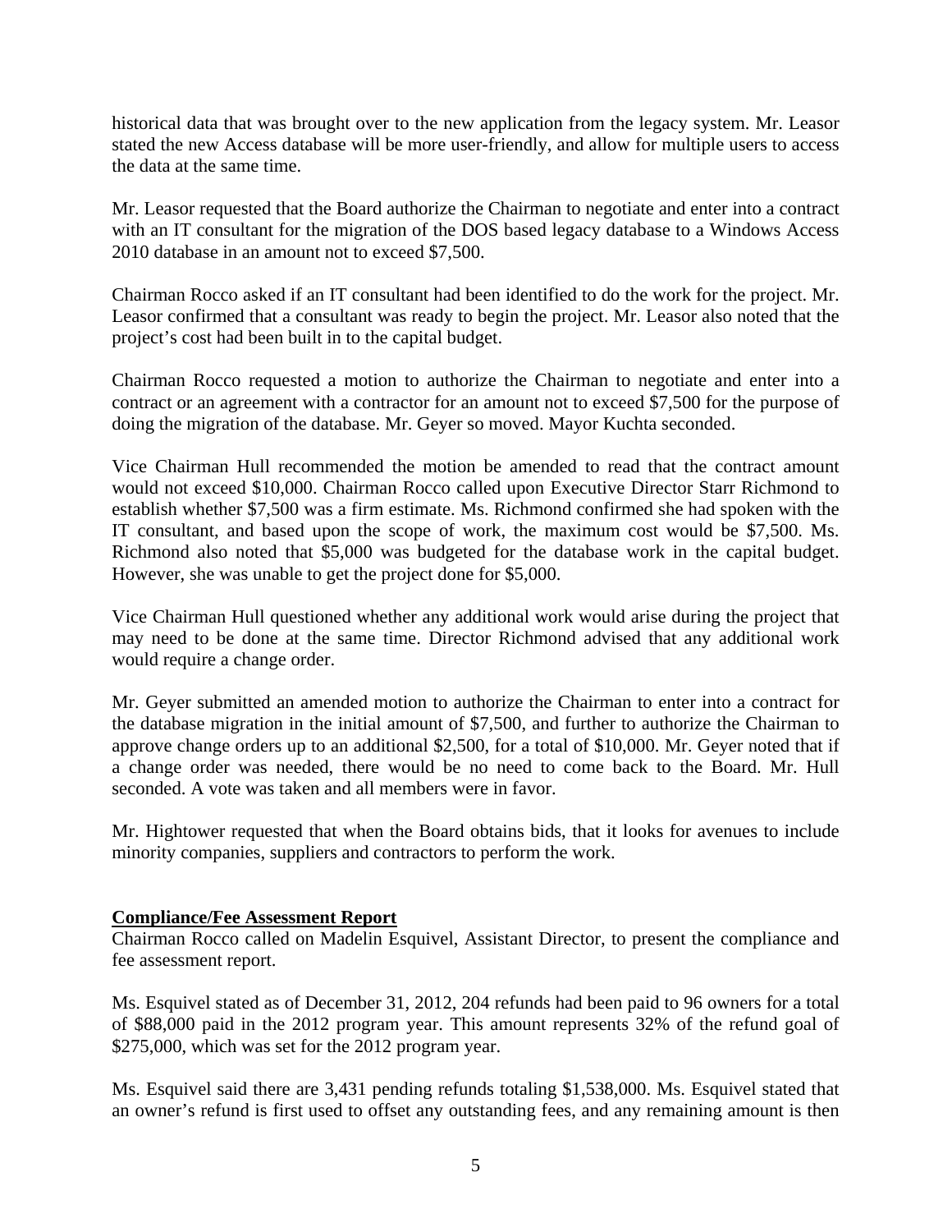historical data that was brought over to the new application from the legacy system. Mr. Leasor stated the new Access database will be more user-friendly, and allow for multiple users to access the data at the same time.

Mr. Leasor requested that the Board authorize the Chairman to negotiate and enter into a contract with an IT consultant for the migration of the DOS based legacy database to a Windows Access 2010 database in an amount not to exceed $7,500.

Chairman Rocco asked if an IT consultant had been identified to do the work for the project. Mr. Leasor confirmed that a consultant was ready to begin the project. Mr. Leasor also noted that the project's cost had been built in to the capital budget.

Chairman Rocco requested a motion to authorize the Chairman to negotiate and enter into a contract or an agreement with a contractor for an amount not to exceed $7,500 for the purpose of doing the migration of the database. Mr. Geyer so moved. Mayor Kuchta seconded.

Vice Chairman Hull recommended the motion be amended to read that the contract amount would not exceed $10,000. Chairman Rocco called upon Executive Director Starr Richmond to establish whether $7,500 was a firm estimate. Ms. Richmond confirmed she had spoken with the IT consultant, and based upon the scope of work, the maximum cost would be $7,500. Ms. Richmond also noted that $5,000 was budgeted for the database work in the capital budget. However, she was unable to get the project done for $5,000.

Vice Chairman Hull questioned whether any additional work would arise during the project that may need to be done at the same time. Director Richmond advised that any additional work would require a change order.

Mr. Geyer submitted an amended motion to authorize the Chairman to enter into a contract for the database migration in the initial amount of $7,500, and further to authorize the Chairman to approve change orders up to an additional $2,500, for a total of $10,000. Mr. Geyer noted that if a change order was needed, there would be no need to come back to the Board. Mr. Hull seconded. A vote was taken and all members were in favor.

Mr. Hightower requested that when the Board obtains bids, that it looks for avenues to include minority companies, suppliers and contractors to perform the work.

**Compliance/Fee Assessment Report**

Chairman Rocco called on Madelin Esquivel, Assistant Director, to present the compliance and fee assessment report.

Ms. Esquivel stated as of December 31, 2012, 204 refunds had been paid to 96 owners for a total of $88,000 paid in the 2012 program year. This amount represents 32% of the refund goal of $275,000, which was set for the 2012 program year.

Ms. Esquivel said there are 3,431 pending refunds totaling $1,538,000. Ms. Esquivel stated that an owner's refund is first used to offset any outstanding fees, and any remaining amount is then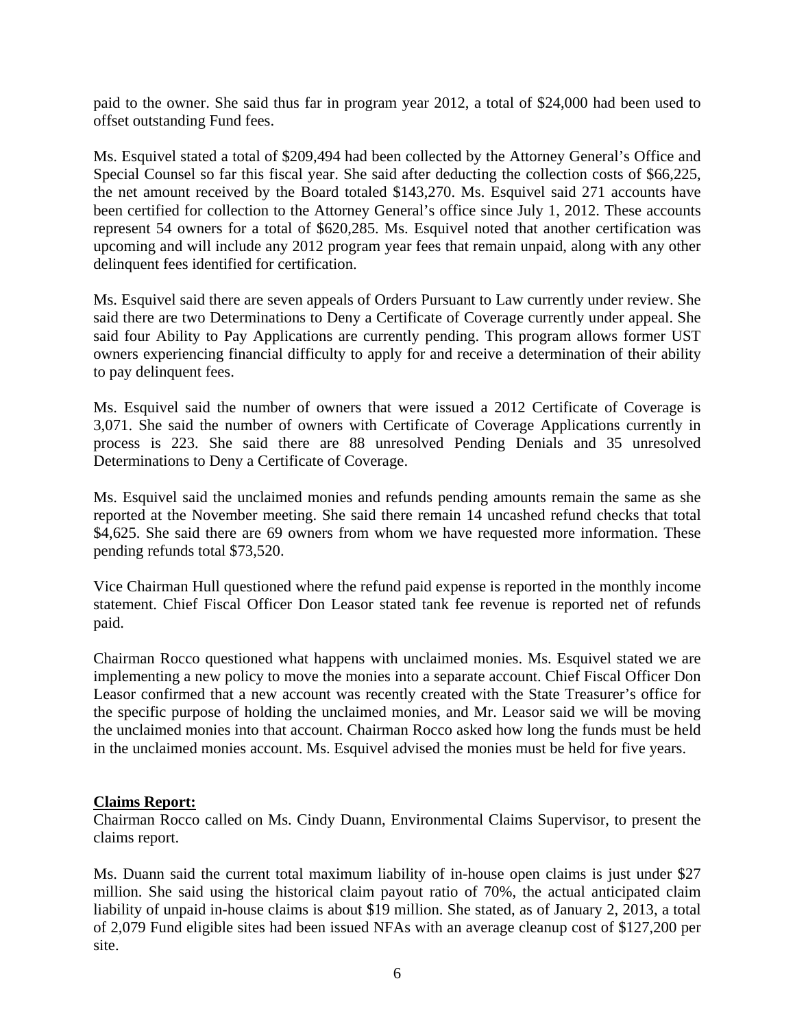paid to the owner. She said thus far in program year 2012, a total of $24,000 had been used to offset outstanding Fund fees.

Ms. Esquivel stated a total of $209,494 had been collected by the Attorney General's Office and Special Counsel so far this fiscal year. She said after deducting the collection costs of $66,225, the net amount received by the Board totaled $143,270. Ms. Esquivel said 271 accounts have been certified for collection to the Attorney General's office since July 1, 2012. These accounts represent 54 owners for a total of $620,285. Ms. Esquivel noted that another certification was upcoming and will include any 2012 program year fees that remain unpaid, along with any other delinquent fees identified for certification.

Ms. Esquivel said there are seven appeals of Orders Pursuant to Law currently under review. She said there are two Determinations to Deny a Certificate of Coverage currently under appeal. She said four Ability to Pay Applications are currently pending. This program allows former UST owners experiencing financial difficulty to apply for and receive a determination of their ability to pay delinquent fees.

Ms. Esquivel said the number of owners that were issued a 2012 Certificate of Coverage is 3,071. She said the number of owners with Certificate of Coverage Applications currently in process is 223. She said there are 88 unresolved Pending Denials and 35 unresolved Determinations to Deny a Certificate of Coverage.

Ms. Esquivel said the unclaimed monies and refunds pending amounts remain the same as she reported at the November meeting. She said there remain 14 uncashed refund checks that total $4,625. She said there are 69 owners from whom we have requested more information. These pending refunds total $73,520.

Vice Chairman Hull questioned where the refund paid expense is reported in the monthly income statement. Chief Fiscal Officer Don Leasor stated tank fee revenue is reported net of refunds paid.

Chairman Rocco questioned what happens with unclaimed monies. Ms. Esquivel stated we are implementing a new policy to move the monies into a separate account. Chief Fiscal Officer Don Leasor confirmed that a new account was recently created with the State Treasurer's office for the specific purpose of holding the unclaimed monies, and Mr. Leasor said we will be moving the unclaimed monies into that account. Chairman Rocco asked how long the funds must be held in the unclaimed monies account. Ms. Esquivel advised the monies must be held for five years.

**Claims Report:**

Chairman Rocco called on Ms. Cindy Duann, Environmental Claims Supervisor, to present the claims report.

Ms. Duann said the current total maximum liability of in-house open claims is just under $27 million. She said using the historical claim payout ratio of 70%, the actual anticipated claim liability of unpaid in-house claims is about $19 million. She stated, as of January 2, 2013, a total of 2,079 Fund eligible sites had been issued NFAs with an average cleanup cost of $127,200 per site.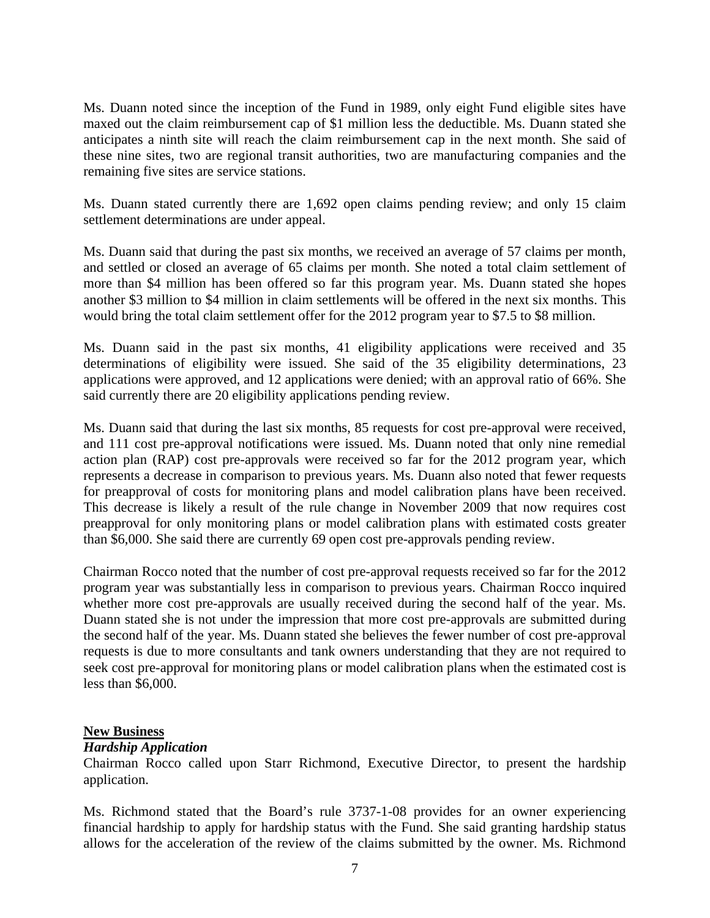Ms. Duann noted since the inception of the Fund in 1989, only eight Fund eligible sites have maxed out the claim reimbursement cap of $1 million less the deductible. Ms. Duann stated she anticipates a ninth site will reach the claim reimbursement cap in the next month. She said of these nine sites, two are regional transit authorities, two are manufacturing companies and the remaining five sites are service stations.

Ms. Duann stated currently there are 1,692 open claims pending review; and only 15 claim settlement determinations are under appeal.

Ms. Duann said that during the past six months, we received an average of 57 claims per month, and settled or closed an average of 65 claims per month. She noted a total claim settlement of more than $4 million has been offered so far this program year. Ms. Duann stated she hopes another $3 million to $4 million in claim settlements will be offered in the next six months. This would bring the total claim settlement offer for the 2012 program year to $7.5 to $8 million.

Ms. Duann said in the past six months, 41 eligibility applications were received and 35 determinations of eligibility were issued. She said of the 35 eligibility determinations, 23 applications were approved, and 12 applications were denied; with an approval ratio of 66%. She said currently there are 20 eligibility applications pending review.

Ms. Duann said that during the last six months, 85 requests for cost pre-approval were received, and 111 cost pre-approval notifications were issued. Ms. Duann noted that only nine remedial action plan (RAP) cost pre-approvals were received so far for the 2012 program year, which represents a decrease in comparison to previous years. Ms. Duann also noted that fewer requests for preapproval of costs for monitoring plans and model calibration plans have been received. This decrease is likely a result of the rule change in November 2009 that now requires cost preapproval for only monitoring plans or model calibration plans with estimated costs greater than $6,000. She said there are currently 69 open cost pre-approvals pending review.

Chairman Rocco noted that the number of cost pre-approval requests received so far for the 2012 program year was substantially less in comparison to previous years. Chairman Rocco inquired whether more cost pre-approvals are usually received during the second half of the year. Ms. Duann stated she is not under the impression that more cost pre-approvals are submitted during the second half of the year. Ms. Duann stated she believes the fewer number of cost pre-approval requests is due to more consultants and tank owners understanding that they are not required to seek cost pre-approval for monitoring plans or model calibration plans when the estimated cost is less than $6,000.

## New Business

### *Hardship Application*

Chairman Rocco called upon Starr Richmond, Executive Director, to present the hardship application.

Ms. Richmond stated that the Board's rule 3737-1-08 provides for an owner experiencing financial hardship to apply for hardship status with the Fund. She said granting hardship status allows for the acceleration of the review of the claims submitted by the owner. Ms. Richmond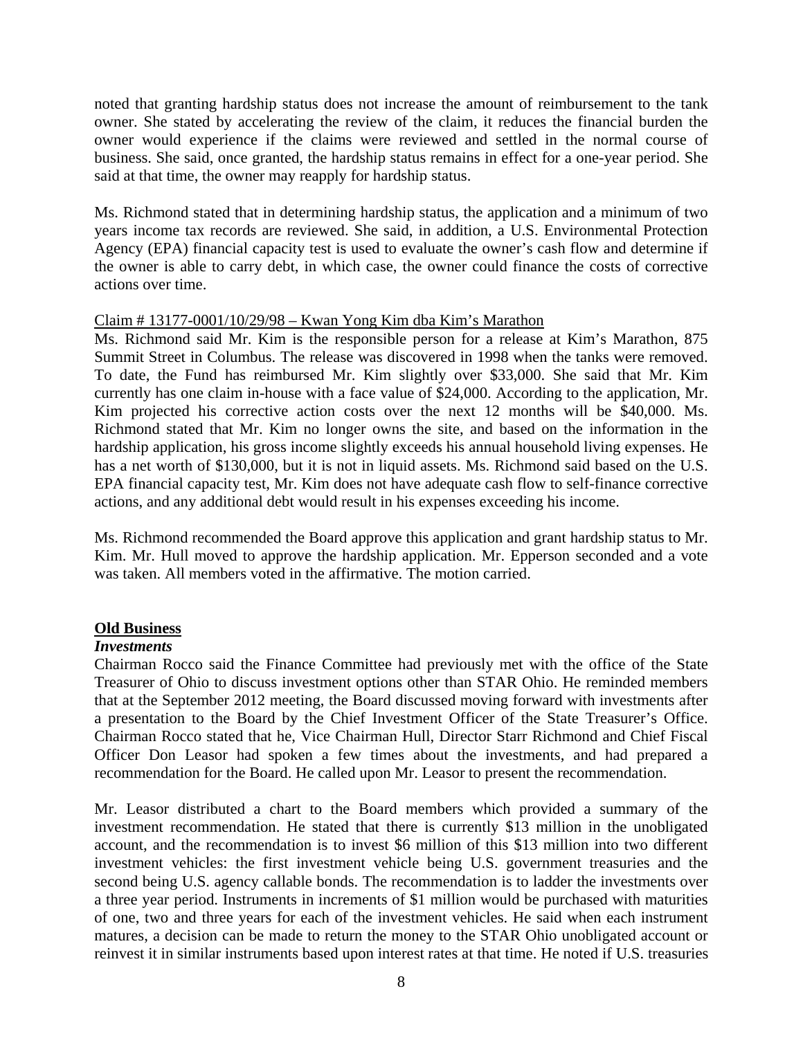noted that granting hardship status does not increase the amount of reimbursement to the tank owner. She stated by accelerating the review of the claim, it reduces the financial burden the owner would experience if the claims were reviewed and settled in the normal course of business. She said, once granted, the hardship status remains in effect for a one-year period. She said at that time, the owner may reapply for hardship status.

Ms. Richmond stated that in determining hardship status, the application and a minimum of two years income tax records are reviewed. She said, in addition, a U.S. Environmental Protection Agency (EPA) financial capacity test is used to evaluate the owner's cash flow and determine if the owner is able to carry debt, in which case, the owner could finance the costs of corrective actions over time.

<u>Claim # 13177-0001/10/29/98 – Kwan Yong Kim dba Kim's Marathon</u>

Ms. Richmond said Mr. Kim is the responsible person for a release at Kim's Marathon, 875 Summit Street in Columbus. The release was discovered in 1998 when the tanks were removed. To date, the Fund has reimbursed Mr. Kim slightly over $33,000. She said that Mr. Kim currently has one claim in-house with a face value of $24,000. According to the application, Mr. Kim projected his corrective action costs over the next 12 months will be $40,000. Ms. Richmond stated that Mr. Kim no longer owns the site, and based on the information in the hardship application, his gross income slightly exceeds his annual household living expenses. He has a net worth of $130,000, but it is not in liquid assets. Ms. Richmond said based on the U.S. EPA financial capacity test, Mr. Kim does not have adequate cash flow to self-finance corrective actions, and any additional debt would result in his expenses exceeding his income.

Ms. Richmond recommended the Board approve this application and grant hardship status to Mr. Kim. Mr. Hull moved to approve the hardship application. Mr. Epperson seconded and a vote was taken. All members voted in the affirmative. The motion carried.

## Old Business

### *Investments*

Chairman Rocco said the Finance Committee had previously met with the office of the State Treasurer of Ohio to discuss investment options other than STAR Ohio. He reminded members that at the September 2012 meeting, the Board discussed moving forward with investments after a presentation to the Board by the Chief Investment Officer of the State Treasurer's Office. Chairman Rocco stated that he, Vice Chairman Hull, Director Starr Richmond and Chief Fiscal Officer Don Leasor had spoken a few times about the investments, and had prepared a recommendation for the Board. He called upon Mr. Leasor to present the recommendation.

Mr. Leasor distributed a chart to the Board members which provided a summary of the investment recommendation. He stated that there is currently $13 million in the unobligated account, and the recommendation is to invest $6 million of this $13 million into two different investment vehicles: the first investment vehicle being U.S. government treasuries and the second being U.S. agency callable bonds. The recommendation is to ladder the investments over a three year period. Instruments in increments of $1 million would be purchased with maturities of one, two and three years for each of the investment vehicles. He said when each instrument matures, a decision can be made to return the money to the STAR Ohio unobligated account or reinvest it in similar instruments based upon interest rates at that time. He noted if U.S. treasuries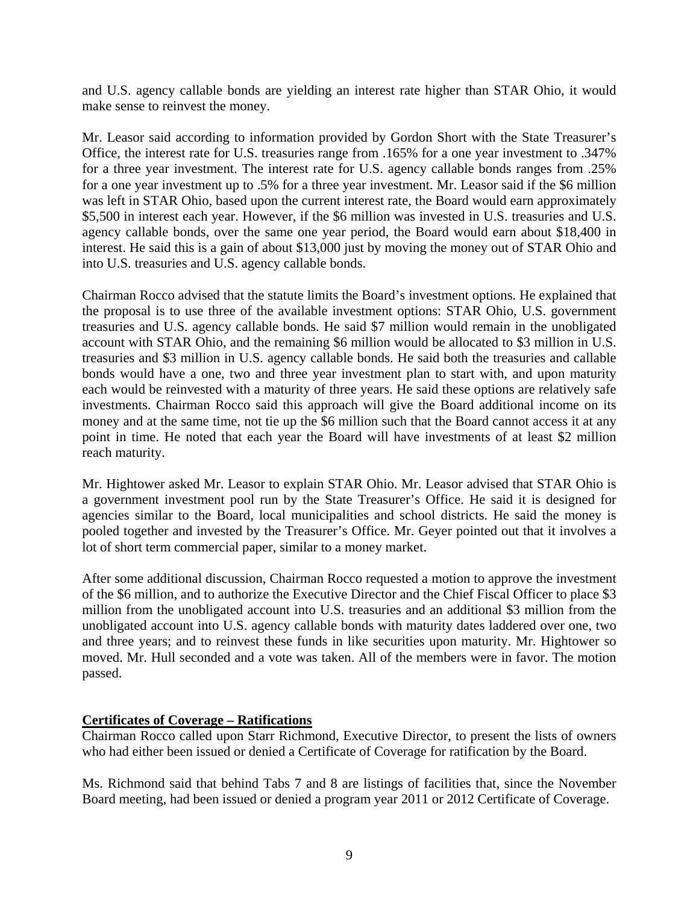and U.S. agency callable bonds are yielding an interest rate higher than STAR Ohio, it would make sense to reinvest the money.

Mr. Leasor said according to information provided by Gordon Short with the State Treasurer's Office, the interest rate for U.S. treasuries range from .165% for a one year investment to .347% for a three year investment. The interest rate for U.S. agency callable bonds ranges from .25% for a one year investment up to .5% for a three year investment. Mr. Leasor said if the $6 million was left in STAR Ohio, based upon the current interest rate, the Board would earn approximately $5,500 in interest each year. However, if the $6 million was invested in U.S. treasuries and U.S. agency callable bonds, over the same one year period, the Board would earn about $18,400 in interest. He said this is a gain of about $13,000 just by moving the money out of STAR Ohio and into U.S. treasuries and U.S. agency callable bonds.

Chairman Rocco advised that the statute limits the Board's investment options. He explained that the proposal is to use three of the available investment options: STAR Ohio, U.S. government treasuries and U.S. agency callable bonds. He said $7 million would remain in the unobligated account with STAR Ohio, and the remaining $6 million would be allocated to $3 million in U.S. treasuries and $3 million in U.S. agency callable bonds. He said both the treasuries and callable bonds would have a one, two and three year investment plan to start with, and upon maturity each would be reinvested with a maturity of three years. He said these options are relatively safe investments. Chairman Rocco said this approach will give the Board additional income on its money and at the same time, not tie up the $6 million such that the Board cannot access it at any point in time. He noted that each year the Board will have investments of at least $2 million reach maturity.

Mr. Hightower asked Mr. Leasor to explain STAR Ohio. Mr. Leasor advised that STAR Ohio is a government investment pool run by the State Treasurer's Office. He said it is designed for agencies similar to the Board, local municipalities and school districts. He said the money is pooled together and invested by the Treasurer's Office. Mr. Geyer pointed out that it involves a lot of short term commercial paper, similar to a money market.

After some additional discussion, Chairman Rocco requested a motion to approve the investment of the $6 million, and to authorize the Executive Director and the Chief Fiscal Officer to place $3 million from the unobligated account into U.S. treasuries and an additional $3 million from the unobligated account into U.S. agency callable bonds with maturity dates laddered over one, two and three years; and to reinvest these funds in like securities upon maturity. Mr. Hightower so moved. Mr. Hull seconded and a vote was taken. All of the members were in favor. The motion passed.

## Certificates of Coverage – Ratifications

Chairman Rocco called upon Starr Richmond, Executive Director, to present the lists of owners who had either been issued or denied a Certificate of Coverage for ratification by the Board.

Ms. Richmond said that behind Tabs 7 and 8 are listings of facilities that, since the November Board meeting, had been issued or denied a program year 2011 or 2012 Certificate of Coverage.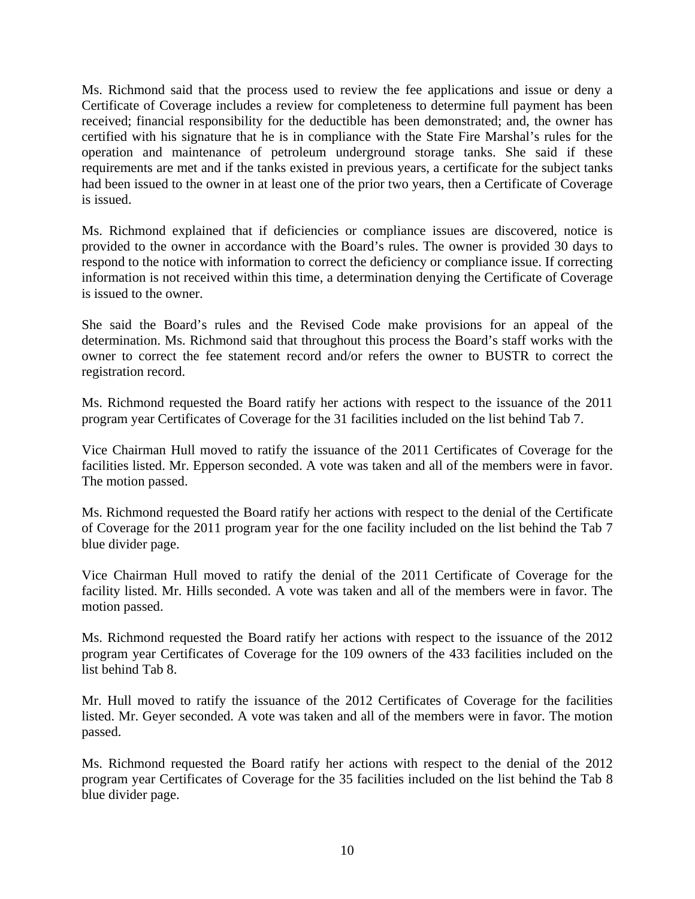Ms. Richmond said that the process used to review the fee applications and issue or deny a Certificate of Coverage includes a review for completeness to determine full payment has been received; financial responsibility for the deductible has been demonstrated; and, the owner has certified with his signature that he is in compliance with the State Fire Marshal's rules for the operation and maintenance of petroleum underground storage tanks. She said if these requirements are met and if the tanks existed in previous years, a certificate for the subject tanks had been issued to the owner in at least one of the prior two years, then a Certificate of Coverage is issued.

Ms. Richmond explained that if deficiencies or compliance issues are discovered, notice is provided to the owner in accordance with the Board's rules. The owner is provided 30 days to respond to the notice with information to correct the deficiency or compliance issue. If correcting information is not received within this time, a determination denying the Certificate of Coverage is issued to the owner.

She said the Board's rules and the Revised Code make provisions for an appeal of the determination. Ms. Richmond said that throughout this process the Board's staff works with the owner to correct the fee statement record and/or refers the owner to BUSTR to correct the registration record.

Ms. Richmond requested the Board ratify her actions with respect to the issuance of the 2011 program year Certificates of Coverage for the 31 facilities included on the list behind Tab 7.

Vice Chairman Hull moved to ratify the issuance of the 2011 Certificates of Coverage for the facilities listed. Mr. Epperson seconded. A vote was taken and all of the members were in favor. The motion passed.

Ms. Richmond requested the Board ratify her actions with respect to the denial of the Certificate of Coverage for the 2011 program year for the one facility included on the list behind the Tab 7 blue divider page.

Vice Chairman Hull moved to ratify the denial of the 2011 Certificate of Coverage for the facility listed. Mr. Hills seconded. A vote was taken and all of the members were in favor. The motion passed.

Ms. Richmond requested the Board ratify her actions with respect to the issuance of the 2012 program year Certificates of Coverage for the 109 owners of the 433 facilities included on the list behind Tab 8.

Mr. Hull moved to ratify the issuance of the 2012 Certificates of Coverage for the facilities listed. Mr. Geyer seconded. A vote was taken and all of the members were in favor. The motion passed.

Ms. Richmond requested the Board ratify her actions with respect to the denial of the 2012 program year Certificates of Coverage for the 35 facilities included on the list behind the Tab 8 blue divider page.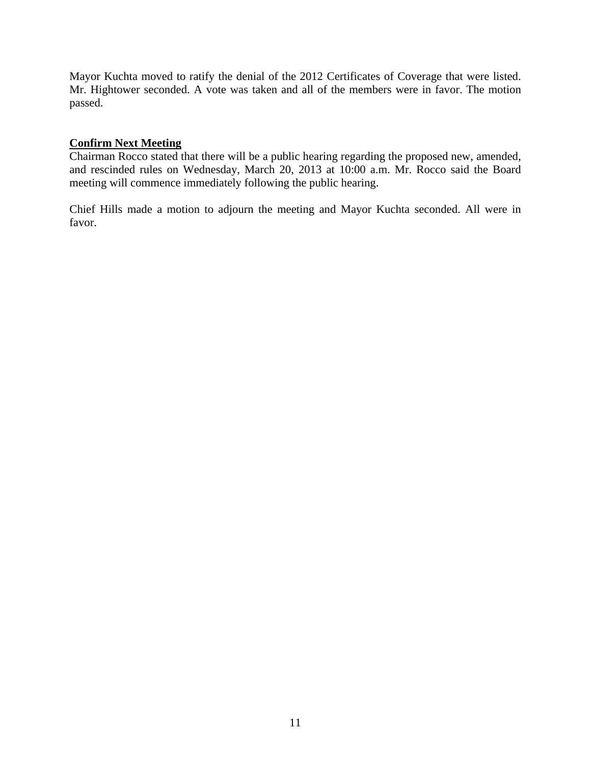Mayor Kuchta moved to ratify the denial of the 2012 Certificates of Coverage that were listed. Mr. Hightower seconded. A vote was taken and all of the members were in favor. The motion passed.

## Confirm Next Meeting

Chairman Rocco stated that there will be a public hearing regarding the proposed new, amended, and rescinded rules on Wednesday, March 20, 2013 at 10:00 a.m. Mr. Rocco said the Board meeting will commence immediately following the public hearing.

Chief Hills made a motion to adjourn the meeting and Mayor Kuchta seconded. All were in favor.